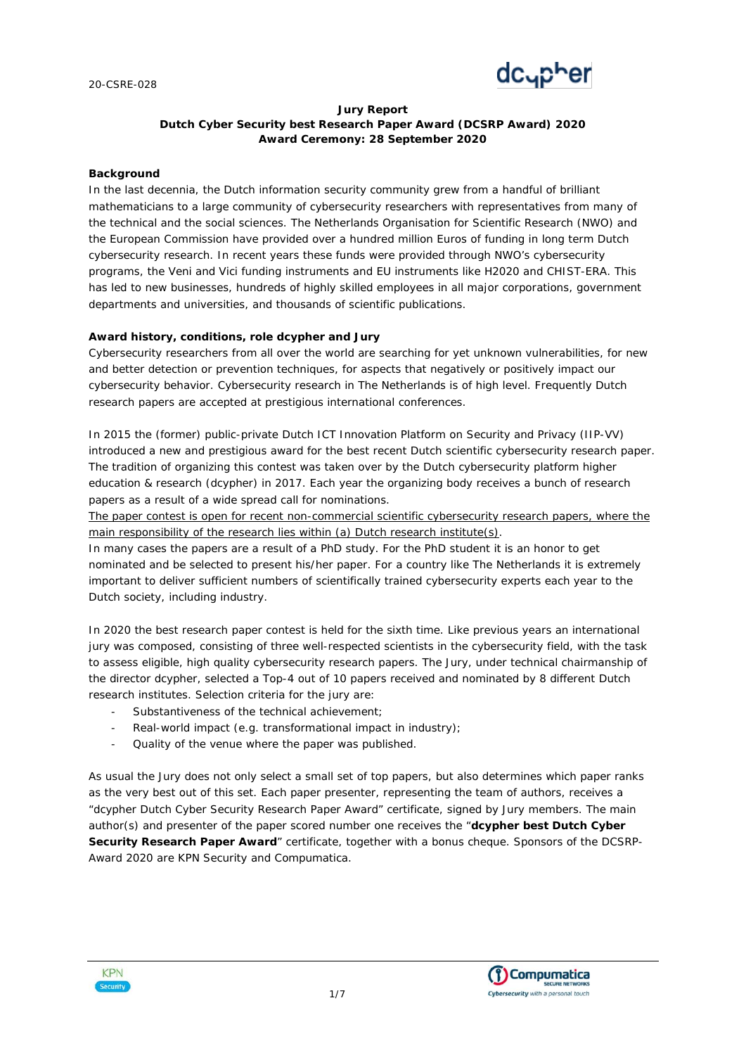**Jury Report**
**Dutch Cyber Security best Research Paper Award (DCSRP Award) 2020**
**Award Ceremony: 28 September 2020**

## Background

In the last decennia, the Dutch information security community grew from a handful of brilliant mathematicians to a large community of cybersecurity researchers with representatives from many of the technical and the social sciences. The Netherlands Organisation for Scientific Research (NWO) and the European Commission have provided over a hundred million Euros of funding in long term Dutch cybersecurity research. In recent years these funds were provided through NWO's cybersecurity programs, the Veni and Vici funding instruments and EU instruments like H2020 and CHIST-ERA. This has led to new businesses, hundreds of highly skilled employees in all major corporations, government departments and universities, and thousands of scientific publications.

## Award history, conditions, role dcypher and Jury

Cybersecurity researchers from all over the world are searching for yet unknown vulnerabilities, for new and better detection or prevention techniques, for aspects that negatively or positively impact our cybersecurity behavior. Cybersecurity research in The Netherlands is of high level. Frequently Dutch research papers are accepted at prestigious international conferences.

In 2015 the (former) public-private Dutch ICT Innovation Platform on Security and Privacy (IIP-VV) introduced a new and prestigious award for the best recent Dutch scientific cybersecurity research paper. The tradition of organizing this contest was taken over by the Dutch cybersecurity platform higher education & research (dcypher) in 2017. Each year the organizing body receives a bunch of research papers as a result of a wide spread call for nominations.

<u>The paper contest is open for recent non-commercial scientific cybersecurity research papers, where the main responsibility of the research lies within (a) Dutch research institute(s).</u>

In many cases the papers are a result of a PhD study. For the PhD student it is an honor to get nominated and be selected to present his/her paper. For a country like The Netherlands it is extremely important to deliver sufficient numbers of scientifically trained cybersecurity experts each year to the Dutch society, including industry.

In 2020 the best research paper contest is held for the sixth time. Like previous years an international jury was composed, consisting of three well-respected scientists in the cybersecurity field, with the task to assess eligible, high quality cybersecurity research papers. The Jury, under technical chairmanship of the director dcypher, selected a Top-4 out of 10 papers received and nominated by 8 different Dutch research institutes. Selection criteria for the jury are:

- Substantiveness of the technical achievement;
- Real-world impact (e.g. transformational impact in industry);
- Quality of the venue where the paper was published.

As usual the Jury does not only select a small set of top papers, but also determines which paper ranks as the very best out of this set. Each paper presenter, representing the team of authors, receives a "dcypher Dutch Cyber Security Research Paper Award" certificate, signed by Jury members. The main author(s) and presenter of the paper scored number one receives the "**dcypher best Dutch Cyber Security Research Paper Award**" certificate, together with a bonus cheque. Sponsors of the DCSRP-Award 2020 are KPN Security and Compumatica.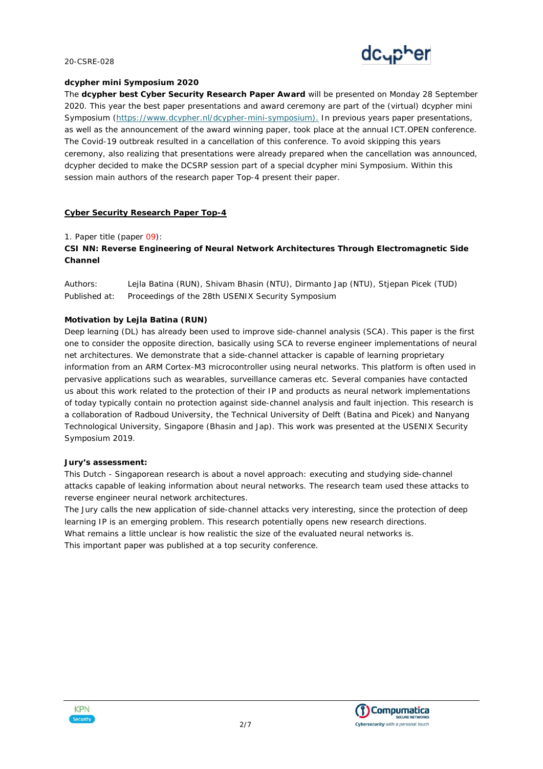**dcypher mini Symposium 2020**

The **dcypher best Cyber Security Research Paper Award** will be presented on Monday 28 September 2020. This year the best paper presentations and award ceremony are part of the (virtual) dcypher mini Symposium (https://www.dcypher.nl/dcypher-mini-symposium). In previous years paper presentations, as well as the announcement of the award winning paper, took place at the annual ICT.OPEN conference. The Covid-19 outbreak resulted in a cancellation of this conference. To avoid skipping this years ceremony, also realizing that presentations were already prepared when the cancellation was announced, dcypher decided to make the DCSRP session part of a special dcypher mini Symposium. Within this session main authors of the research paper Top-4 present their paper.

## Cyber Security Research Paper Top-4

1. Paper title (paper 09):

**CSI NN: Reverse Engineering of Neural Network Architectures Through Electromagnetic Side Channel**

Authors: Lejla Batina (RUN), Shivam Bhasin (NTU), Dirmanto Jap (NTU), Stjepan Picek (TUD)
Published at: Proceedings of the 28th USENIX Security Symposium

**Motivation by Lejla Batina (RUN)**

Deep learning (DL) has already been used to improve side-channel analysis (SCA). This paper is the first one to consider the opposite direction, basically using SCA to reverse engineer implementations of neural net architectures. We demonstrate that a side-channel attacker is capable of learning proprietary information from an ARM Cortex-M3 microcontroller using neural networks. This platform is often used in pervasive applications such as wearables, surveillance cameras etc. Several companies have contacted us about this work related to the protection of their IP and products as neural network implementations of today typically contain no protection against side-channel analysis and fault injection. This research is a collaboration of Radboud University, the Technical University of Delft (Batina and Picek) and Nanyang Technological University, Singapore (Bhasin and Jap). This work was presented at the USENIX Security Symposium 2019.

**Jury's assessment:**

This Dutch - Singaporean research is about a novel approach: executing and studying side-channel attacks capable of leaking information about neural networks. The research team used these attacks to reverse engineer neural network architectures.
The Jury calls the new application of side-channel attacks very interesting, since the protection of deep learning IP is an emerging problem. This research potentially opens new research directions.
What remains a little unclear is how realistic the size of the evaluated neural networks is.
This important paper was published at a top security conference.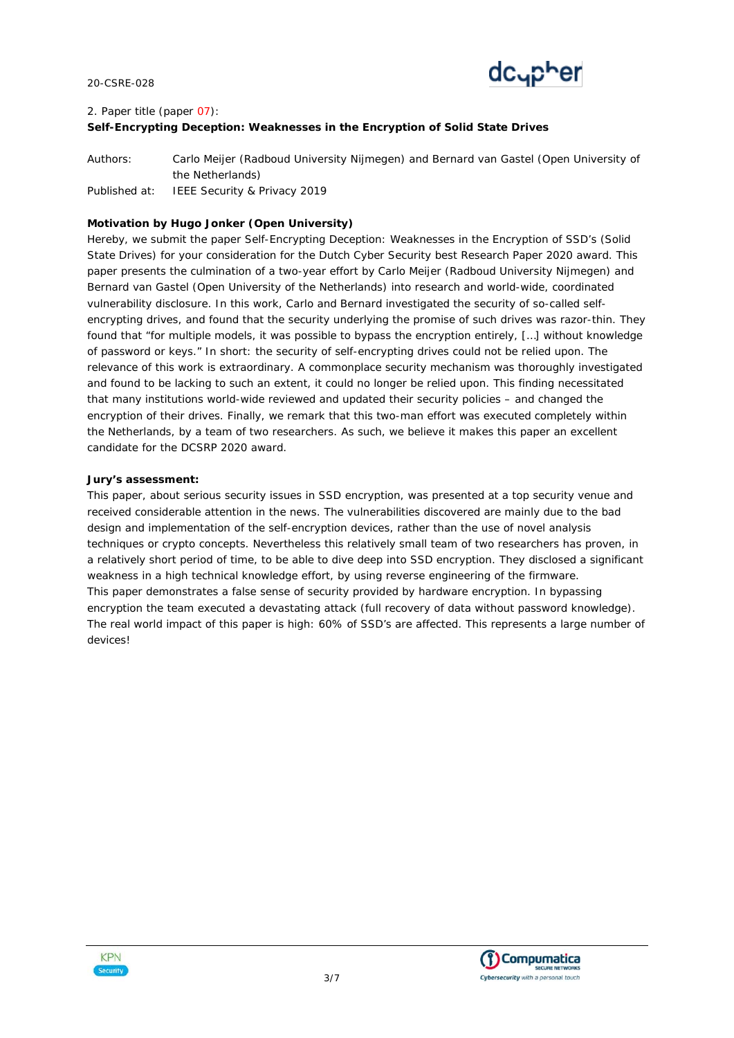2. Paper title (paper 07):

**Self-Encrypting Deception: Weaknesses in the Encryption of Solid State Drives**

Authors: Carlo Meijer (Radboud University Nijmegen) and Bernard van Gastel (Open University of the Netherlands)

Published at: IEEE Security & Privacy 2019

**Motivation by Hugo Jonker (Open University)**

Hereby, we submit the paper Self-Encrypting Deception: Weaknesses in the Encryption of SSD's (Solid State Drives) for your consideration for the Dutch Cyber Security best Research Paper 2020 award. This paper presents the culmination of a two-year effort by Carlo Meijer (Radboud University Nijmegen) and Bernard van Gastel (Open University of the Netherlands) into research and world-wide, coordinated vulnerability disclosure. In this work, Carlo and Bernard investigated the security of so-called self-encrypting drives, and found that the security underlying the promise of such drives was razor-thin. They found that "for multiple models, it was possible to bypass the encryption entirely, […] without knowledge of password or keys." In short: the security of self-encrypting drives could not be relied upon. The relevance of this work is extraordinary. A commonplace security mechanism was thoroughly investigated and found to be lacking to such an extent, it could no longer be relied upon. This finding necessitated that many institutions world-wide reviewed and updated their security policies – and changed the encryption of their drives. Finally, we remark that this two-man effort was executed completely within the Netherlands, by a team of two researchers. As such, we believe it makes this paper an excellent candidate for the DCSRP 2020 award.

**Jury's assessment:**

This paper, about serious security issues in SSD encryption, was presented at a top security venue and received considerable attention in the news. The vulnerabilities discovered are mainly due to the bad design and implementation of the self-encryption devices, rather than the use of novel analysis techniques or crypto concepts. Nevertheless this relatively small team of two researchers has proven, in a relatively short period of time, to be able to dive deep into SSD encryption. They disclosed a significant weakness in a high technical knowledge effort, by using reverse engineering of the firmware.
This paper demonstrates a false sense of security provided by hardware encryption. In bypassing encryption the team executed a devastating attack (full recovery of data without password knowledge). The real world impact of this paper is high: 60% of SSD's are affected. This represents a large number of devices!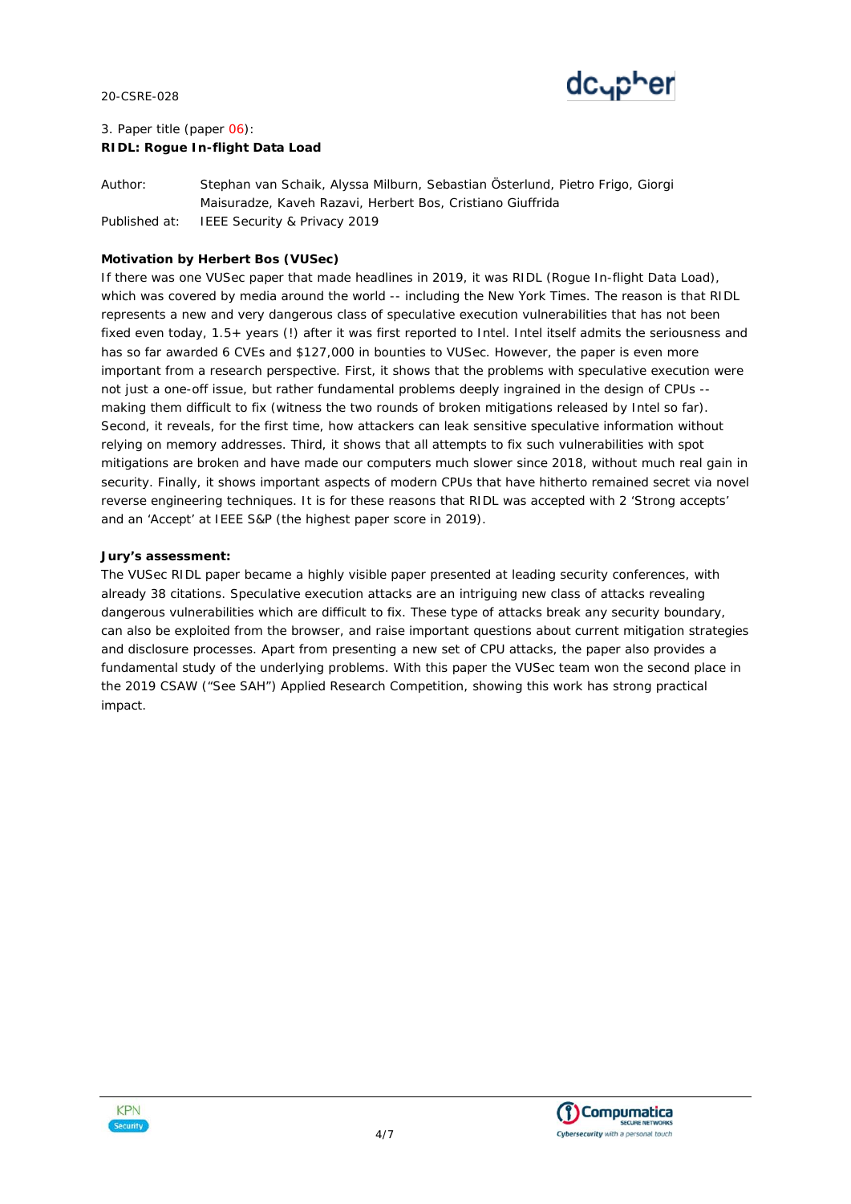3. Paper title (paper 06):
**RIDL: Rogue In-flight Data Load**

Author: Stephan van Schaik, Alyssa Milburn, Sebastian Österlund, Pietro Frigo, Giorgi Maisuradze, Kaveh Razavi, Herbert Bos, Cristiano Giuffrida
Published at: IEEE Security & Privacy 2019

**Motivation by Herbert Bos (VUSec)**

If there was one VUSec paper that made headlines in 2019, it was RIDL (Rogue In-flight Data Load), which was covered by media around the world -- including the New York Times. The reason is that RIDL represents a new and very dangerous class of speculative execution vulnerabilities that has not been fixed even today, 1.5+ years (!) after it was first reported to Intel. Intel itself admits the seriousness and has so far awarded 6 CVEs and $127,000 in bounties to VUSec. However, the paper is even more important from a research perspective. First, it shows that the problems with speculative execution were not just a one-off issue, but rather fundamental problems deeply ingrained in the design of CPUs -- making them difficult to fix (witness the two rounds of broken mitigations released by Intel so far). Second, it reveals, for the first time, how attackers can leak sensitive speculative information without relying on memory addresses. Third, it shows that all attempts to fix such vulnerabilities with spot mitigations are broken and have made our computers much slower since 2018, without much real gain in security. Finally, it shows important aspects of modern CPUs that have hitherto remained secret via novel reverse engineering techniques. It is for these reasons that RIDL was accepted with 2 'Strong accepts' and an 'Accept' at IEEE S&P (the highest paper score in 2019).

**Jury's assessment:**

The VUSec RIDL paper became a highly visible paper presented at leading security conferences, with already 38 citations. Speculative execution attacks are an intriguing new class of attacks revealing dangerous vulnerabilities which are difficult to fix. These type of attacks break any security boundary, can also be exploited from the browser, and raise important questions about current mitigation strategies and disclosure processes. Apart from presenting a new set of CPU attacks, the paper also provides a fundamental study of the underlying problems. With this paper the VUSec team won the second place in the 2019 CSAW ("See SAH") Applied Research Competition, showing this work has strong practical impact.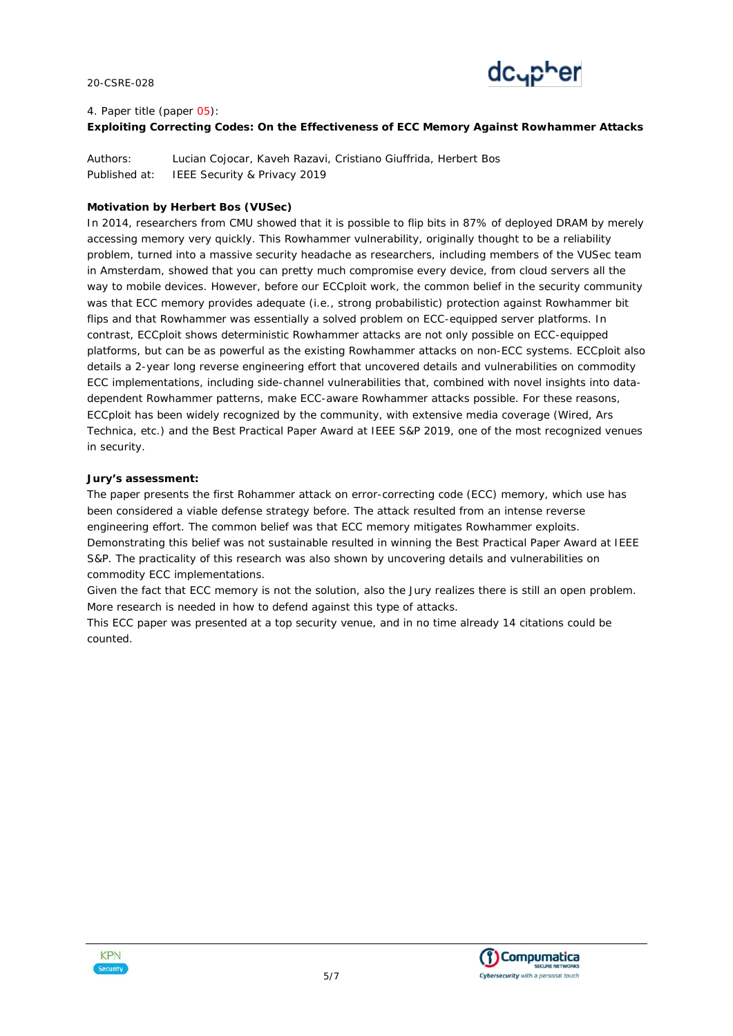4. Paper title (paper 05):

**Exploiting Correcting Codes: On the Effectiveness of ECC Memory Against Rowhammer Attacks**

Authors: Lucian Cojocar, Kaveh Razavi, Cristiano Giuffrida, Herbert Bos
Published at: IEEE Security & Privacy 2019

**Motivation by Herbert Bos (VUSec)**

In 2014, researchers from CMU showed that it is possible to flip bits in 87% of deployed DRAM by merely accessing memory very quickly. This Rowhammer vulnerability, originally thought to be a reliability problem, turned into a massive security headache as researchers, including members of the VUSec team in Amsterdam, showed that you can pretty much compromise every device, from cloud servers all the way to mobile devices. However, before our ECCploit work, the common belief in the security community was that ECC memory provides adequate (i.e., strong probabilistic) protection against Rowhammer bit flips and that Rowhammer was essentially a solved problem on ECC-equipped server platforms. In contrast, ECCploit shows deterministic Rowhammer attacks are not only possible on ECC-equipped platforms, but can be as powerful as the existing Rowhammer attacks on non-ECC systems. ECCploit also details a 2-year long reverse engineering effort that uncovered details and vulnerabilities on commodity ECC implementations, including side-channel vulnerabilities that, combined with novel insights into data-dependent Rowhammer patterns, make ECC-aware Rowhammer attacks possible. For these reasons, ECCploit has been widely recognized by the community, with extensive media coverage (Wired, Ars Technica, etc.) and the Best Practical Paper Award at IEEE S&P 2019, one of the most recognized venues in security.

**Jury's assessment:**

The paper presents the first Rohammer attack on error-correcting code (ECC) memory, which use has been considered a viable defense strategy before. The attack resulted from an intense reverse engineering effort. The common belief was that ECC memory mitigates Rowhammer exploits. Demonstrating this belief was not sustainable resulted in winning the Best Practical Paper Award at IEEE S&P. The practicality of this research was also shown by uncovering details and vulnerabilities on commodity ECC implementations.

Given the fact that ECC memory is not the solution, also the Jury realizes there is still an open problem. More research is needed in how to defend against this type of attacks.

This ECC paper was presented at a top security venue, and in no time already 14 citations could be counted.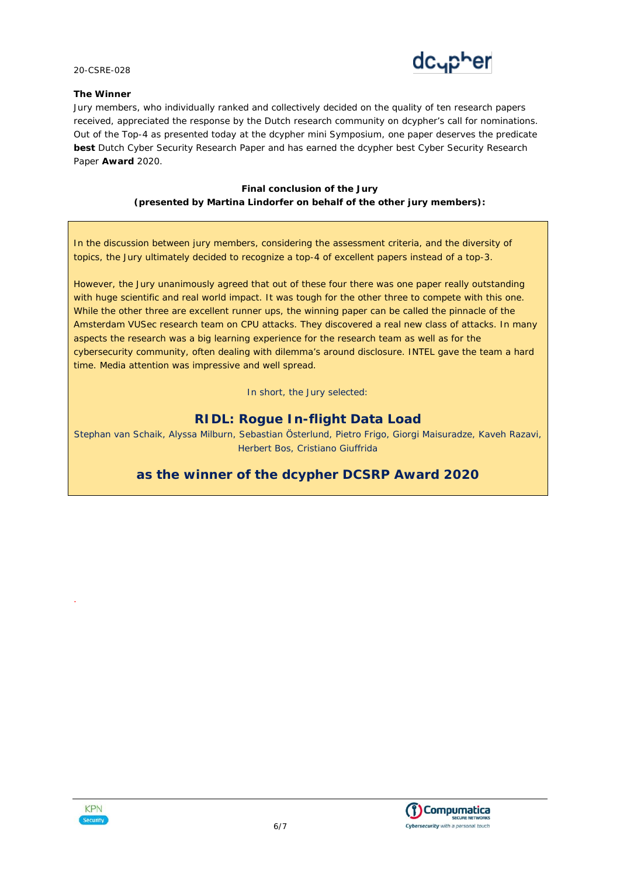**The Winner**

Jury members, who individually ranked and collectively decided on the quality of ten research papers received, appreciated the response by the Dutch research community on dcypher's call for nominations. Out of the Top-4 as presented today at the dcypher mini Symposium, one paper deserves the predicate **best** Dutch Cyber Security Research Paper and has earned the dcypher best Cyber Security Research Paper **Award** 2020.

**Final conclusion of the Jury**
**(presented by Martina Lindorfer on behalf of the other jury members):**

In the discussion between jury members, considering the assessment criteria, and the diversity of topics, the Jury ultimately decided to recognize a top-4 of excellent papers instead of a top-3.

However, the Jury unanimously agreed that out of these four there was one paper really outstanding with huge scientific and real world impact. It was tough for the other three to compete with this one. While the other three are excellent runner ups, the winning paper can be called the pinnacle of the Amsterdam VUSec research team on CPU attacks. They discovered a real new class of attacks. In many aspects the research was a big learning experience for the research team as well as for the cybersecurity community, often dealing with dilemma's around disclosure. INTEL gave the team a hard time. Media attention was impressive and well spread.

In short, the Jury selected:

## RIDL: Rogue In-flight Data Load

Stephan van Schaik, Alyssa Milburn, Sebastian Österlund, Pietro Frigo, Giorgi Maisuradze, Kaveh Razavi, Herbert Bos, Cristiano Giuffrida

## as the winner of the dcypher DCSRP Award 2020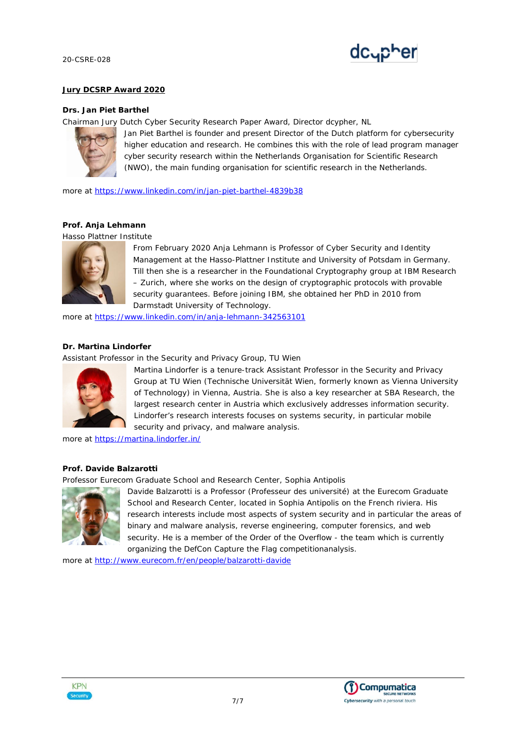**Jury DCSRP Award 2020**

**Drs. Jan Piet Barthel**

Chairman Jury Dutch Cyber Security Research Paper Award, Director dcypher, NL

Jan Piet Barthel is founder and present Director of the Dutch platform for cybersecurity higher education and research. He combines this with the role of lead program manager cyber security research within the Netherlands Organisation for Scientific Research (NWO), the main funding organisation for scientific research in the Netherlands.

more at https://www.linkedin.com/in/jan-piet-barthel-4839b38

**Prof. Anja Lehmann**

Hasso Plattner Institute

From February 2020 Anja Lehmann is Professor of Cyber Security and Identity Management at the Hasso-Plattner Institute and University of Potsdam in Germany. Till then she is a researcher in the Foundational Cryptography group at IBM Research – Zurich, where she works on the design of cryptographic protocols with provable security guarantees. Before joining IBM, she obtained her PhD in 2010 from Darmstadt University of Technology.

more at https://www.linkedin.com/in/anja-lehmann-342563101

**Dr. Martina Lindorfer**

Assistant Professor in the Security and Privacy Group, TU Wien

Martina Lindorfer is a tenure-track Assistant Professor in the Security and Privacy Group at TU Wien (Technische Universität Wien, formerly known as Vienna University of Technology) in Vienna, Austria. She is also a key researcher at SBA Research, the largest research center in Austria which exclusively addresses information security. Lindorfer's research interests focuses on systems security, in particular mobile security and privacy, and malware analysis.

more at https://martina.lindorfer.in/

**Prof. Davide Balzarotti**

Professor Eurecom Graduate School and Research Center, Sophia Antipolis

Davide Balzarotti is a Professor (Professeur des université) at the Eurecom Graduate School and Research Center, located in Sophia Antipolis on the French riviera. His research interests include most aspects of system security and in particular the areas of binary and malware analysis, reverse engineering, computer forensics, and web security. He is a member of the Order of the Overflow - the team which is currently organizing the DefCon Capture the Flag competitionanalysis.

more at http://www.eurecom.fr/en/people/balzarotti-davide